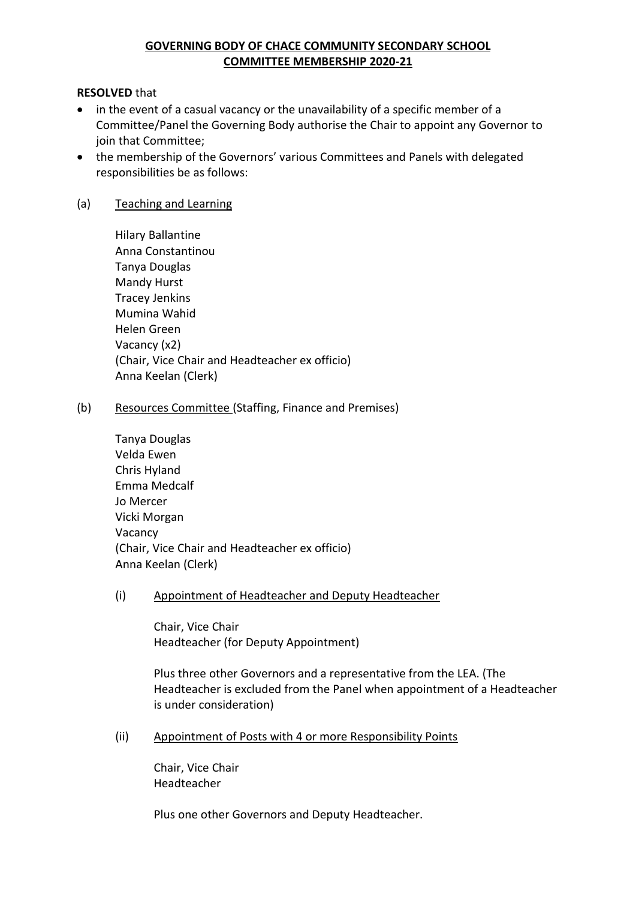# GOVERNING BODY OF CHACE COMMUNITY SECONDARY SCHOOL
## COMMITTEE MEMBERSHIP 2020-21

**RESOLVED** that

- in the event of a casual vacancy or the unavailability of a specific member of a Committee/Panel the Governing Body authorise the Chair to appoint any Governor to join that Committee;
- the membership of the Governors' various Committees and Panels with delegated responsibilities be as follows:

(a) Teaching and Learning

Hilary Ballantine
Anna Constantinou
Tanya Douglas
Mandy Hurst
Tracey Jenkins
Mumina Wahid
Helen Green
Vacancy (x2)
(Chair, Vice Chair and Headteacher ex officio)
Anna Keelan (Clerk)

(b) Resources Committee (Staffing, Finance and Premises)

Tanya Douglas
Velda Ewen
Chris Hyland
Emma Medcalf
Jo Mercer
Vicki Morgan
Vacancy
(Chair, Vice Chair and Headteacher ex officio)
Anna Keelan (Clerk)

(i) Appointment of Headteacher and Deputy Headteacher

Chair, Vice Chair
Headteacher (for Deputy Appointment)

Plus three other Governors and a representative from the LEA. (The Headteacher is excluded from the Panel when appointment of a Headteacher is under consideration)

(ii) Appointment of Posts with 4 or more Responsibility Points

Chair, Vice Chair
Headteacher

Plus one other Governors and Deputy Headteacher.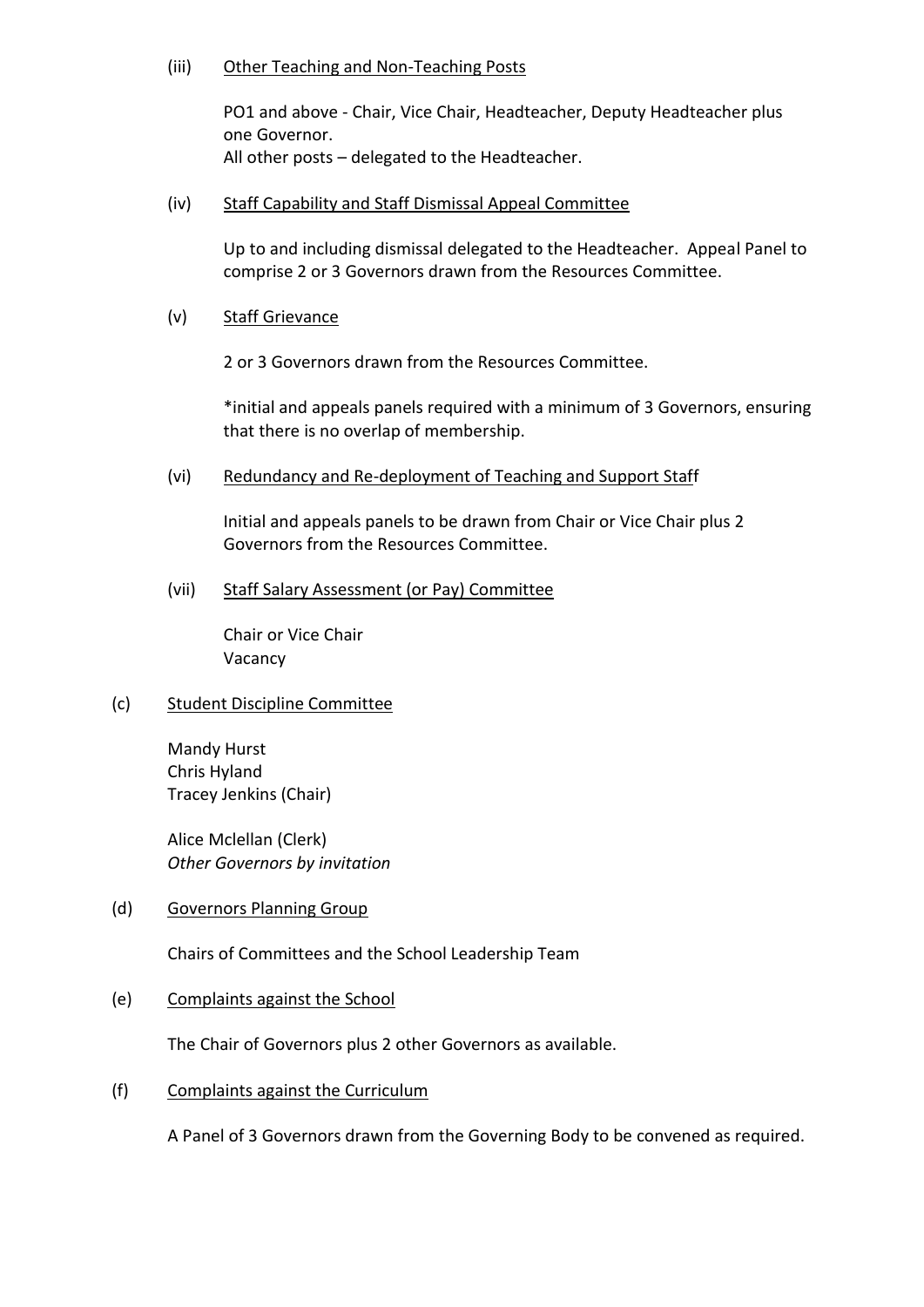(iii) Other Teaching and Non-Teaching Posts

PO1 and above - Chair, Vice Chair, Headteacher, Deputy Headteacher plus one Governor.
All other posts – delegated to the Headteacher.

(iv) Staff Capability and Staff Dismissal Appeal Committee

Up to and including dismissal delegated to the Headteacher. Appeal Panel to comprise 2 or 3 Governors drawn from the Resources Committee.

(v) Staff Grievance

2 or 3 Governors drawn from the Resources Committee.

*initial and appeals panels required with a minimum of 3 Governors, ensuring that there is no overlap of membership.

(vi) Redundancy and Re-deployment of Teaching and Support Staff

Initial and appeals panels to be drawn from Chair or Vice Chair plus 2 Governors from the Resources Committee.

(vii) Staff Salary Assessment (or Pay) Committee

Chair or Vice Chair
Vacancy

(c) Student Discipline Committee

Mandy Hurst
Chris Hyland
Tracey Jenkins (Chair)

Alice Mclellan (Clerk)
*Other Governors by invitation*

(d) Governors Planning Group

Chairs of Committees and the School Leadership Team

(e) Complaints against the School

The Chair of Governors plus 2 other Governors as available.

(f) Complaints against the Curriculum

A Panel of 3 Governors drawn from the Governing Body to be convened as required.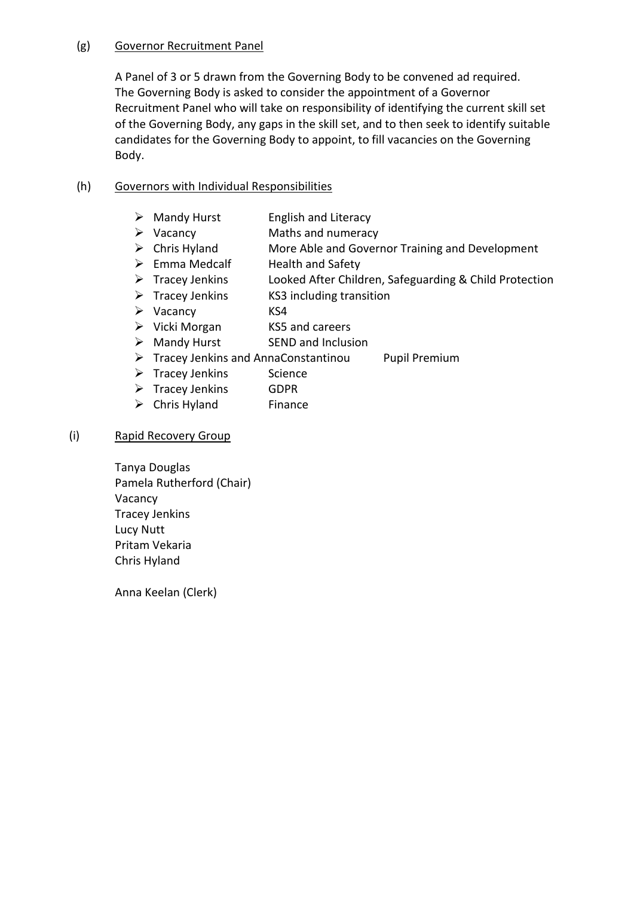(g) <u>Governor Recruitment Panel</u>

A Panel of 3 or 5 drawn from the Governing Body to be convened ad required. The Governing Body is asked to consider the appointment of a Governor Recruitment Panel who will take on responsibility of identifying the current skill set of the Governing Body, any gaps in the skill set, and to then seek to identify suitable candidates for the Governing Body to appoint, to fill vacancies on the Governing Body.

(h) <u>Governors with Individual Responsibilities</u>

- Mandy Hurst — English and Literacy
- Vacancy — Maths and numeracy
- Chris Hyland — More Able and Governor Training and Development
- Emma Medcalf — Health and Safety
- Tracey Jenkins — Looked After Children, Safeguarding & Child Protection
- Tracey Jenkins — KS3 including transition
- Vacancy — KS4
- Vicki Morgan — KS5 and careers
- Mandy Hurst — SEND and Inclusion
- Tracey Jenkins and AnnaConstantinou — Pupil Premium
- Tracey Jenkins — Science
- Tracey Jenkins — GDPR
- Chris Hyland — Finance

(i) <u>Rapid Recovery Group</u>

Tanya Douglas
Pamela Rutherford (Chair)
Vacancy
Tracey Jenkins
Lucy Nutt
Pritam Vekaria
Chris Hyland

Anna Keelan (Clerk)